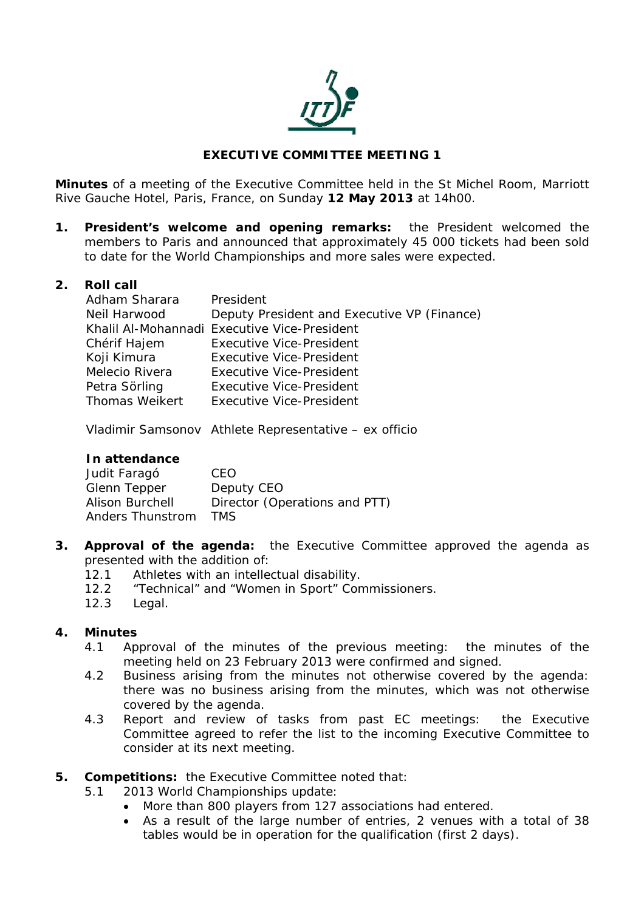ITTF

# EXECUTIVE COMMITTEE MEETING 1

**Minutes** of a meeting of the Executive Committee held in the St Michel Room, Marriott Rive Gauche Hotel, Paris, France, on Sunday **12 May 2013** at 14h00.

**1. President's welcome and opening remarks:** the President welcomed the members to Paris and announced that approximately 45 000 tickets had been sold to date for the World Championships and more sales were expected.

**2. Roll call**

| | |
|---|---|
| Adham Sharara | President |
| Neil Harwood | Deputy President and Executive VP (Finance) |
| Khalil Al-Mohannadi | Executive Vice-President |
| Chérif Hajem | Executive Vice-President |
| Koji Kimura | Executive Vice-President |
| Melecio Rivera | Executive Vice-President |
| Petra Sörling | Executive Vice-President |
| Thomas Weikert | Executive Vice-President |

Vladimir Samsonov Athlete Representative – ex officio

**In attendance**

| | |
|---|---|
| Judit Faragó | CEO |
| Glenn Tepper | Deputy CEO |
| Alison Burchell | Director (Operations and PTT) |
| Anders Thunstrom | TMS |

**3. Approval of the agenda:** the Executive Committee approved the agenda as presented with the addition of:

- 12.1 Athletes with an intellectual disability.
- 12.2 "Technical" and "Women in Sport" Commissioners.
- 12.3 Legal.

**4. Minutes**

- 4.1 Approval of the minutes of the previous meeting: the minutes of the meeting held on 23 February 2013 were confirmed and signed.
- 4.2 Business arising from the minutes not otherwise covered by the agenda: there was no business arising from the minutes, which was not otherwise covered by the agenda.
- 4.3 Report and review of tasks from past EC meetings: the Executive Committee agreed to refer the list to the incoming Executive Committee to consider at its next meeting.

**5. Competitions:** the Executive Committee noted that:

- 5.1 2013 World Championships update:
  - More than 800 players from 127 associations had entered.
  - As a result of the large number of entries, 2 venues with a total of 38 tables would be in operation for the qualification (first 2 days).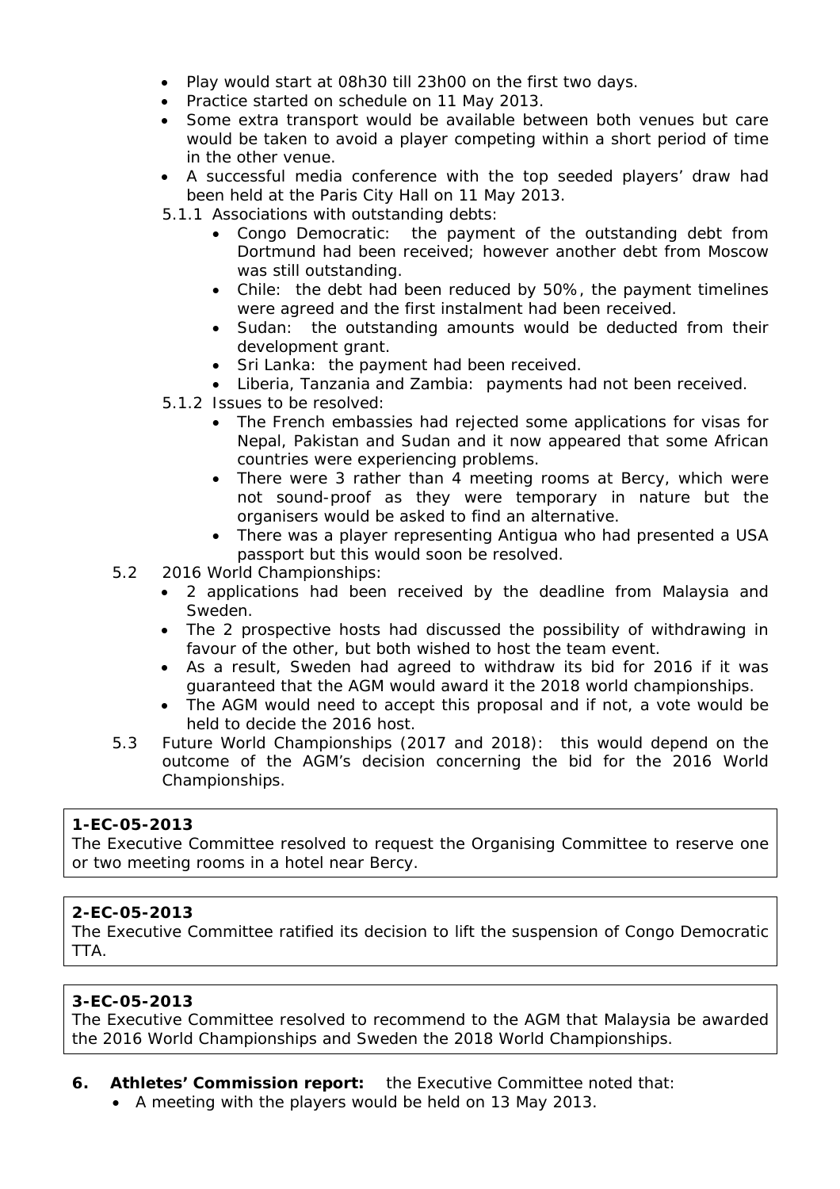- Play would start at 08h30 till 23h00 on the first two days.
- Practice started on schedule on 11 May 2013.
- Some extra transport would be available between both venues but care would be taken to avoid a player competing within a short period of time in the other venue.
- A successful media conference with the top seeded players' draw had been held at the Paris City Hall on 11 May 2013.

5.1.1 Associations with outstanding debts:

- Congo Democratic: the payment of the outstanding debt from Dortmund had been received; however another debt from Moscow was still outstanding.
- Chile: the debt had been reduced by 50%, the payment timelines were agreed and the first instalment had been received.
- Sudan: the outstanding amounts would be deducted from their development grant.
- Sri Lanka: the payment had been received.
- Liberia, Tanzania and Zambia: payments had not been received.

5.1.2 Issues to be resolved:

- The French embassies had rejected some applications for visas for Nepal, Pakistan and Sudan and it now appeared that some African countries were experiencing problems.
- There were 3 rather than 4 meeting rooms at Bercy, which were not sound-proof as they were temporary in nature but the organisers would be asked to find an alternative.
- There was a player representing Antigua who had presented a USA passport but this would soon be resolved.

5.2 2016 World Championships:

- 2 applications had been received by the deadline from Malaysia and Sweden.
- The 2 prospective hosts had discussed the possibility of withdrawing in favour of the other, but both wished to host the team event.
- As a result, Sweden had agreed to withdraw its bid for 2016 if it was guaranteed that the AGM would award it the 2018 world championships.
- The AGM would need to accept this proposal and if not, a vote would be held to decide the 2016 host.

5.3 Future World Championships (2017 and 2018): this would depend on the outcome of the AGM's decision concerning the bid for the 2016 World Championships.

**1-EC-05-2013**
The Executive Committee resolved to request the Organising Committee to reserve one or two meeting rooms in a hotel near Bercy.

**2-EC-05-2013**
The Executive Committee ratified its decision to lift the suspension of Congo Democratic TTA.

**3-EC-05-2013**
The Executive Committee resolved to recommend to the AGM that Malaysia be awarded the 2016 World Championships and Sweden the 2018 World Championships.

**6. Athletes' Commission report:** the Executive Committee noted that:

- A meeting with the players would be held on 13 May 2013.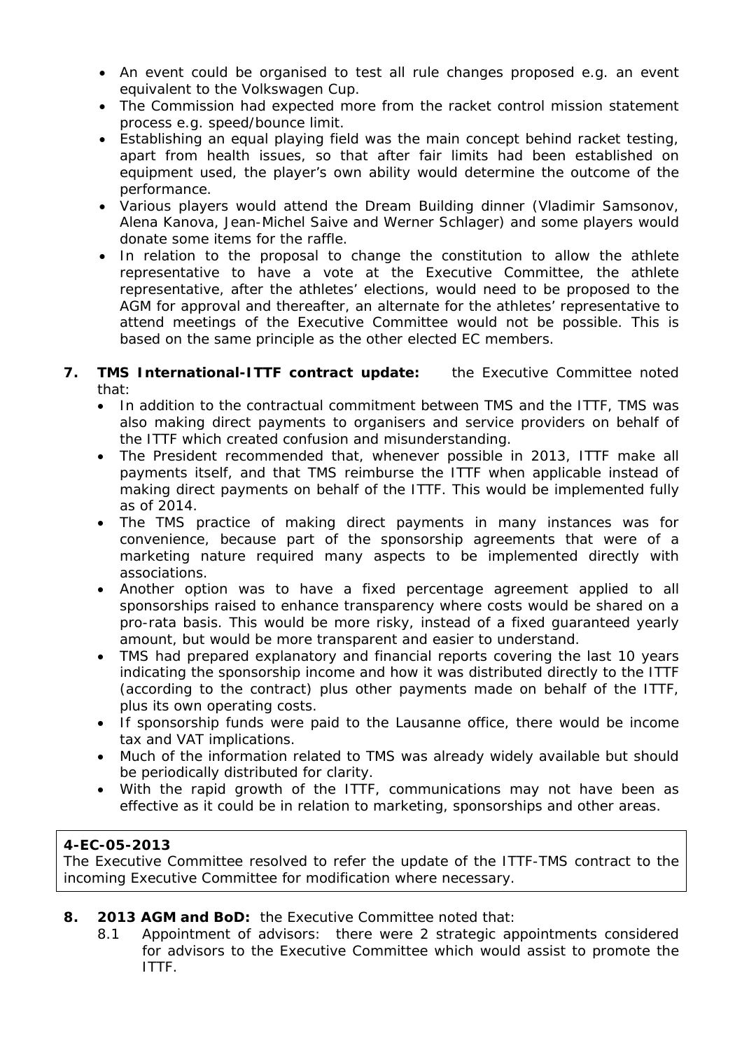- An event could be organised to test all rule changes proposed e.g. an event equivalent to the Volkswagen Cup.
- The Commission had expected more from the racket control mission statement process e.g. speed/bounce limit.
- Establishing an equal playing field was the main concept behind racket testing, apart from health issues, so that after fair limits had been established on equipment used, the player's own ability would determine the outcome of the performance.
- Various players would attend the Dream Building dinner (Vladimir Samsonov, Alena Kanova, Jean-Michel Saive and Werner Schlager) and some players would donate some items for the raffle.
- In relation to the proposal to change the constitution to allow the athlete representative to have a vote at the Executive Committee, the athlete representative, after the athletes' elections, would need to be proposed to the AGM for approval and thereafter, an alternate for the athletes' representative to attend meetings of the Executive Committee would not be possible. This is based on the same principle as the other elected EC members.

**7. TMS International-ITTF contract update:** the Executive Committee noted that:

- In addition to the contractual commitment between TMS and the ITTF, TMS was also making direct payments to organisers and service providers on behalf of the ITTF which created confusion and misunderstanding.
- The President recommended that, whenever possible in 2013, ITTF make all payments itself, and that TMS reimburse the ITTF when applicable instead of making direct payments on behalf of the ITTF. This would be implemented fully as of 2014.
- The TMS practice of making direct payments in many instances was for convenience, because part of the sponsorship agreements that were of a marketing nature required many aspects to be implemented directly with associations.
- Another option was to have a fixed percentage agreement applied to all sponsorships raised to enhance transparency where costs would be shared on a pro-rata basis. This would be more risky, instead of a fixed guaranteed yearly amount, but would be more transparent and easier to understand.
- TMS had prepared explanatory and financial reports covering the last 10 years indicating the sponsorship income and how it was distributed directly to the ITTF (according to the contract) plus other payments made on behalf of the ITTF, plus its own operating costs.
- If sponsorship funds were paid to the Lausanne office, there would be income tax and VAT implications.
- Much of the information related to TMS was already widely available but should be periodically distributed for clarity.
- With the rapid growth of the ITTF, communications may not have been as effective as it could be in relation to marketing, sponsorships and other areas.

**4-EC-05-2013**
The Executive Committee resolved to refer the update of the ITTF-TMS contract to the incoming Executive Committee for modification where necessary.

**8. 2013 AGM and BoD:** the Executive Committee noted that:

8.1 Appointment of advisors: there were 2 strategic appointments considered for advisors to the Executive Committee which would assist to promote the ITTF.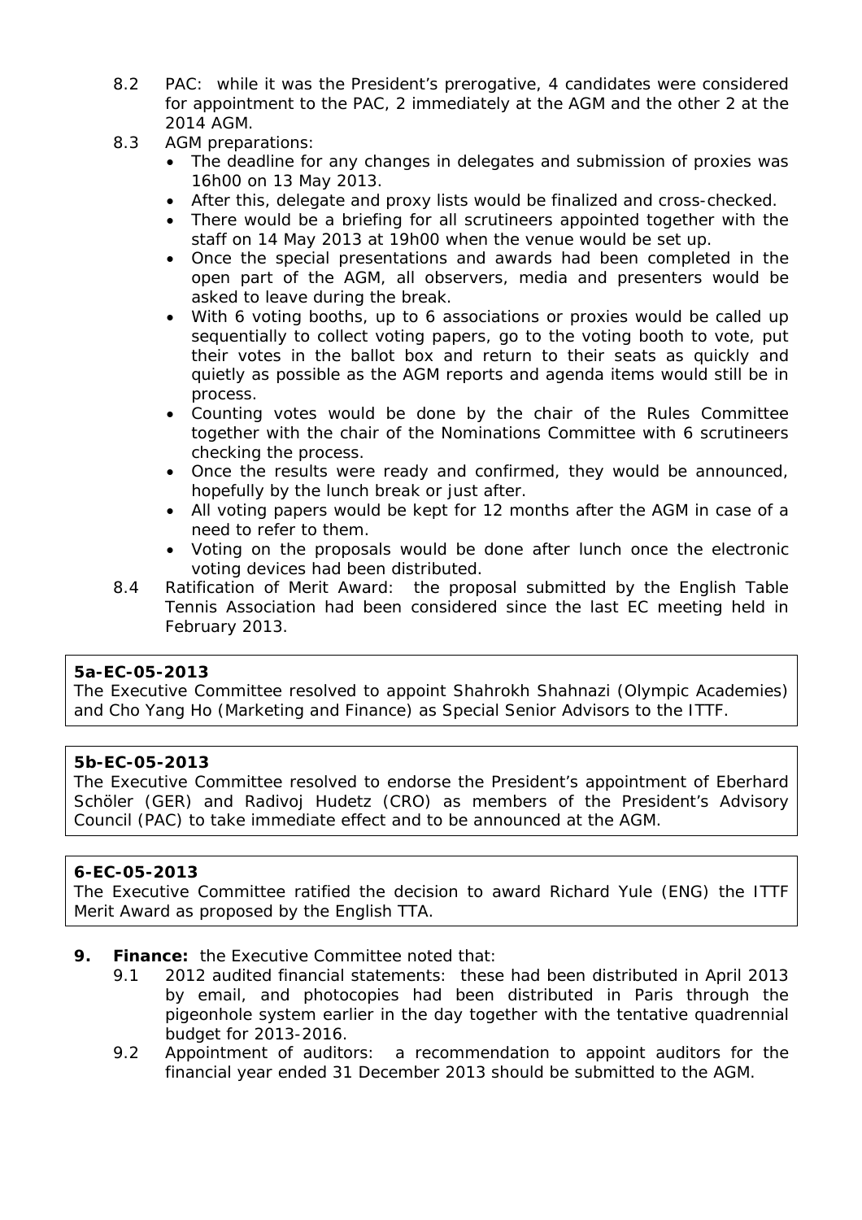8.2 PAC: while it was the President's prerogative, 4 candidates were considered for appointment to the PAC, 2 immediately at the AGM and the other 2 at the 2014 AGM.

8.3 AGM preparations:

- The deadline for any changes in delegates and submission of proxies was 16h00 on 13 May 2013.
- After this, delegate and proxy lists would be finalized and cross-checked.
- There would be a briefing for all scrutineers appointed together with the staff on 14 May 2013 at 19h00 when the venue would be set up.
- Once the special presentations and awards had been completed in the open part of the AGM, all observers, media and presenters would be asked to leave during the break.
- With 6 voting booths, up to 6 associations or proxies would be called up sequentially to collect voting papers, go to the voting booth to vote, put their votes in the ballot box and return to their seats as quickly and quietly as possible as the AGM reports and agenda items would still be in process.
- Counting votes would be done by the chair of the Rules Committee together with the chair of the Nominations Committee with 6 scrutineers checking the process.
- Once the results were ready and confirmed, they would be announced, hopefully by the lunch break or just after.
- All voting papers would be kept for 12 months after the AGM in case of a need to refer to them.
- Voting on the proposals would be done after lunch once the electronic voting devices had been distributed.

8.4 Ratification of Merit Award: the proposal submitted by the English Table Tennis Association had been considered since the last EC meeting held in February 2013.

**5a-EC-05-2013**
The Executive Committee resolved to appoint Shahrokh Shahnazi (Olympic Academies) and Cho Yang Ho (Marketing and Finance) as Special Senior Advisors to the ITTF.

**5b-EC-05-2013**
The Executive Committee resolved to endorse the President's appointment of Eberhard Schöler (GER) and Radivoj Hudetz (CRO) as members of the President's Advisory Council (PAC) to take immediate effect and to be announced at the AGM.

**6-EC-05-2013**
The Executive Committee ratified the decision to award Richard Yule (ENG) the ITTF Merit Award as proposed by the English TTA.

**9. Finance:** the Executive Committee noted that:

9.1 2012 audited financial statements: these had been distributed in April 2013 by email, and photocopies had been distributed in Paris through the pigeonhole system earlier in the day together with the tentative quadrennial budget for 2013-2016.

9.2 Appointment of auditors: a recommendation to appoint auditors for the financial year ended 31 December 2013 should be submitted to the AGM.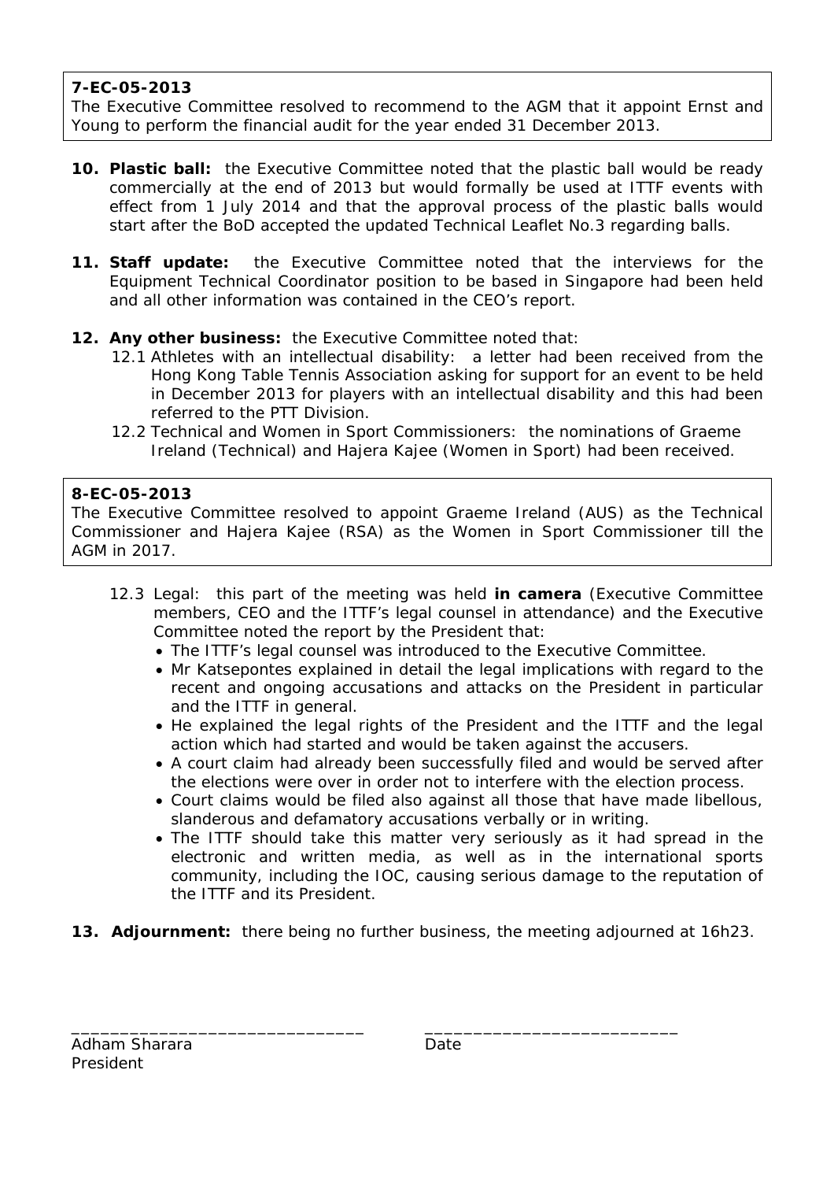**7-EC-05-2013**
The Executive Committee resolved to recommend to the AGM that it appoint Ernst and Young to perform the financial audit for the year ended 31 December 2013.

10. **Plastic ball:** the Executive Committee noted that the plastic ball would be ready commercially at the end of 2013 but would formally be used at ITTF events with effect from 1 July 2014 and that the approval process of the plastic balls would start after the BoD accepted the updated Technical Leaflet No.3 regarding balls.

11. **Staff update:** the Executive Committee noted that the interviews for the Equipment Technical Coordinator position to be based in Singapore had been held and all other information was contained in the CEO's report.

12. **Any other business:** the Executive Committee noted that:
    12.1 Athletes with an intellectual disability: a letter had been received from the Hong Kong Table Tennis Association asking for support for an event to be held in December 2013 for players with an intellectual disability and this had been referred to the PTT Division.
    12.2 Technical and Women in Sport Commissioners: the nominations of Graeme Ireland (Technical) and Hajera Kajee (Women in Sport) had been received.

**8-EC-05-2013**
The Executive Committee resolved to appoint Graeme Ireland (AUS) as the Technical Commissioner and Hajera Kajee (RSA) as the Women in Sport Commissioner till the AGM in 2017.

12.3 Legal: this part of the meeting was held **in camera** (Executive Committee members, CEO and the ITTF's legal counsel in attendance) and the Executive Committee noted the report by the President that:

- The ITTF's legal counsel was introduced to the Executive Committee.
- Mr Katsepontes explained in detail the legal implications with regard to the recent and ongoing accusations and attacks on the President in particular and the ITTF in general.
- He explained the legal rights of the President and the ITTF and the legal action which had started and would be taken against the accusers.
- A court claim had already been successfully filed and would be served after the elections were over in order not to interfere with the election process.
- Court claims would be filed also against all those that have made libellous, slanderous and defamatory accusations verbally or in writing.
- The ITTF should take this matter very seriously as it had spread in the electronic and written media, as well as in the international sports community, including the IOC, causing serious damage to the reputation of the ITTF and its President.

13. **Adjournment:** there being no further business, the meeting adjourned at 16h23.

\_\_\_\_\_\_\_\_\_\_\_\_\_\_\_\_\_\_\_\_\_\_\_\_\_\_\_\_\_\_ \_\_\_\_\_\_\_\_\_\_\_\_\_\_\_\_\_\_\_\_\_\_\_\_\_\_

Adham Sharara Date
President